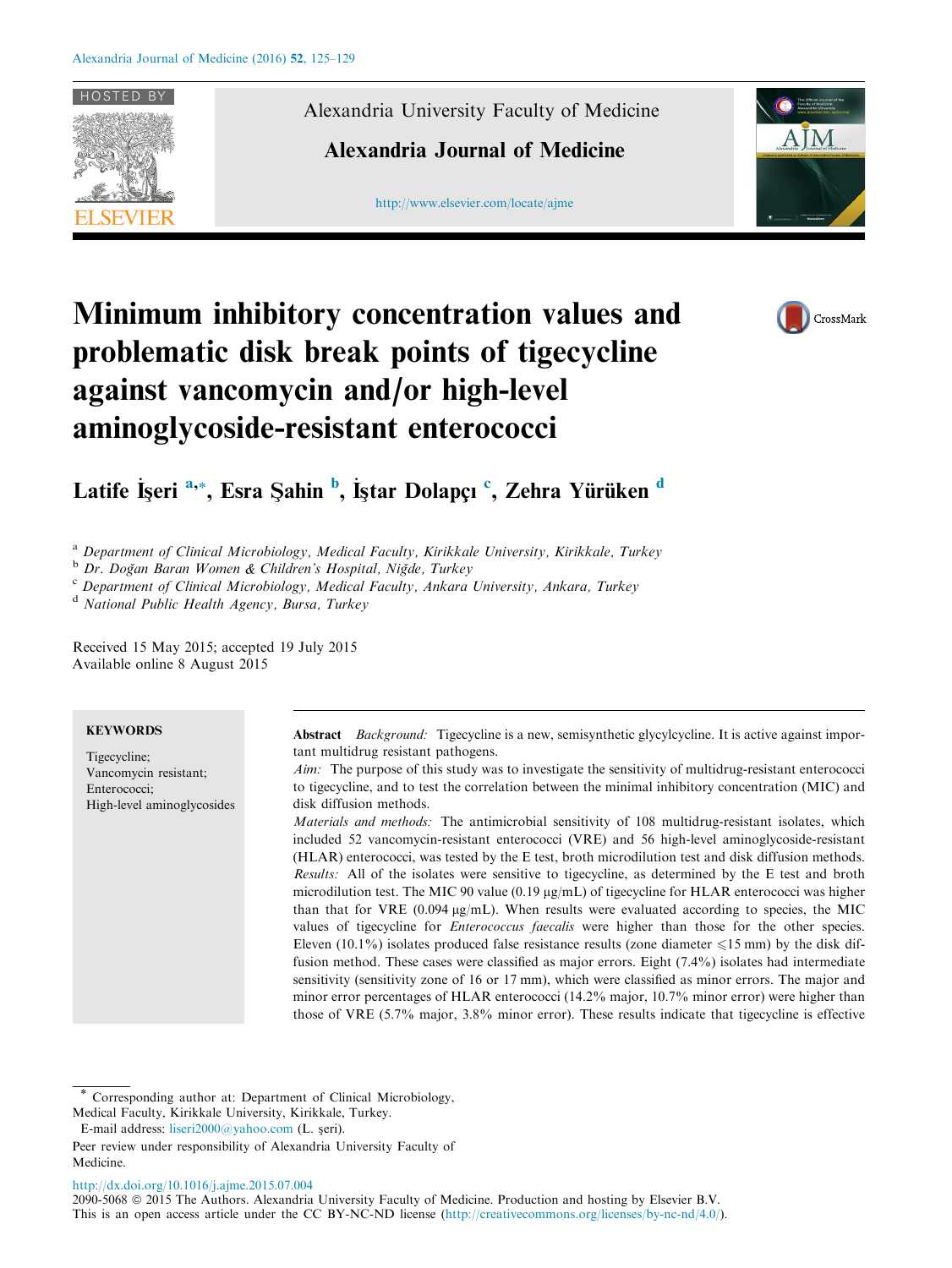# Minimum inhibitory concentration values and problematic disk break points of tigecycline against vancomycin and/or high-level aminoglycoside-resistant enterococci

Latife İşeri [a,*], Esra Şahin [b], İştar Dolapçı [c], Zehra Yürüken [d]

[a] Department of Clinical Microbiology, Medical Faculty, Kirikkale University, Kirikkale, Turkey
[b] Dr. Doğan Baran Women & Children's Hospital, Niğde, Turkey
[c] Department of Clinical Microbiology, Medical Faculty, Ankara University, Ankara, Turkey
[d] National Public Health Agency, Bursa, Turkey

Received 15 May 2015; accepted 19 July 2015
Available online 8 August 2015

**KEYWORDS**

Tigecycline;
Vancomycin resistant;
Enterococci;
High-level aminoglycosides

**Abstract** *Background:* Tigecycline is a new, semisynthetic glycylcycline. It is active against important multidrug resistant pathogens.

*Aim:* The purpose of this study was to investigate the sensitivity of multidrug-resistant enterococci to tigecycline, and to test the correlation between the minimal inhibitory concentration (MIC) and disk diffusion methods.

*Materials and methods:* The antimicrobial sensitivity of 108 multidrug-resistant isolates, which included 52 vancomycin-resistant enterococci (VRE) and 56 high-level aminoglycoside-resistant (HLAR) enterococci, was tested by the E test, broth microdilution test and disk diffusion methods.

*Results:* All of the isolates were sensitive to tigecycline, as determined by the E test and broth microdilution test. The MIC 90 value (0.19 μg/mL) of tigecycline for HLAR enterococci was higher than that for VRE (0.094 μg/mL). When results were evaluated according to species, the MIC values of tigecycline for *Enterococcus faecalis* were higher than those for the other species. Eleven (10.1%) isolates produced false resistance results (zone diameter ⩽15 mm) by the disk diffusion method. These cases were classified as major errors. Eight (7.4%) isolates had intermediate sensitivity (sensitivity zone of 16 or 17 mm), which were classified as minor errors. The major and minor error percentages of HLAR enterococci (14.2% major, 10.7% minor error) were higher than those of VRE (5.7% major, 3.8% minor error). These results indicate that tigecycline is effective

\* Corresponding author at: Department of Clinical Microbiology, Medical Faculty, Kirikkale University, Kirikkale, Turkey.
E-mail address: liseri2000@yahoo.com (L. şeri).

Peer review under responsibility of Alexandria University Faculty of Medicine.

http://dx.doi.org/10.1016/j.ajme.2015.07.004
2090-5068 © 2015 The Authors. Alexandria University Faculty of Medicine. Production and hosting by Elsevier B.V.
This is an open access article under the CC BY-NC-ND license (http://creativecommons.org/licenses/by-nc-nd/4.0/).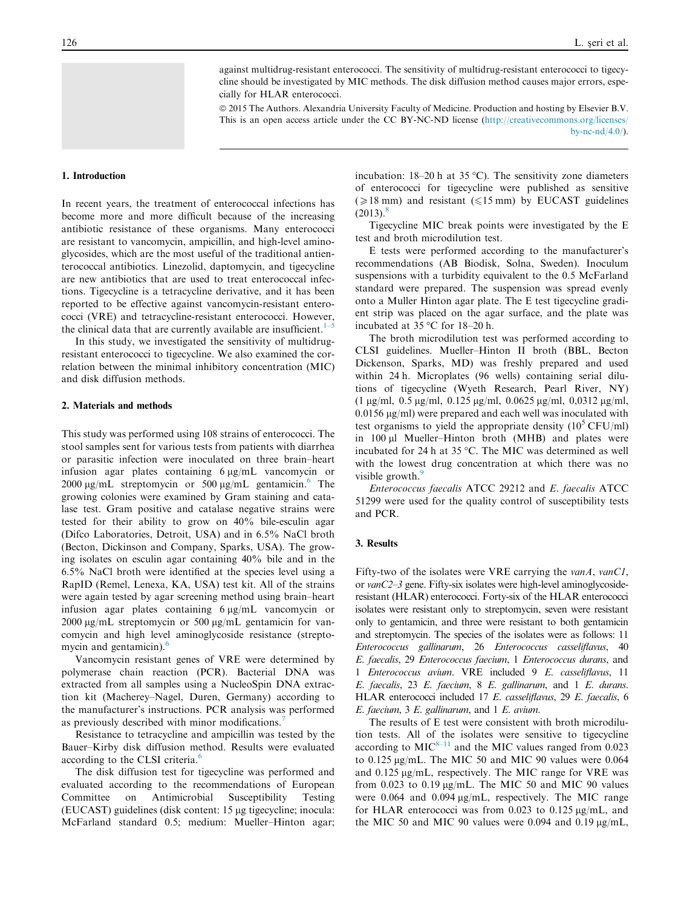against multidrug-resistant enterococci. The sensitivity of multidrug-resistant enterococci to tigecycline should be investigated by MIC methods. The disk diffusion method causes major errors, especially for HLAR enterococci.

© 2015 The Authors. Alexandria University Faculty of Medicine. Production and hosting by Elsevier B.V. This is an open access article under the CC BY-NC-ND license (http://creativecommons.org/licenses/by-nc-nd/4.0/).

## 1. Introduction

In recent years, the treatment of enterococcal infections has become more and more difficult because of the increasing antibiotic resistance of these organisms. Many enterococci are resistant to vancomycin, ampicillin, and high-level aminoglycosides, which are the most useful of the traditional antienterococcal antibiotics. Linezolid, daptomycin, and tigecycline are new antibiotics that are used to treat enterococcal infections. Tigecycline is a tetracycline derivative, and it has been reported to be effective against vancomycin-resistant enterococci (VRE) and tetracycline-resistant enterococci. However, the clinical data that are currently available are insufficient.[1–5]

In this study, we investigated the sensitivity of multidrug-resistant enterococci to tigecycline. We also examined the correlation between the minimal inhibitory concentration (MIC) and disk diffusion methods.

## 2. Materials and methods

This study was performed using 108 strains of enterococci. The stool samples sent for various tests from patients with diarrhea or parasitic infection were inoculated on three brain–heart infusion agar plates containing 6 µg/mL vancomycin or 2000 µg/mL streptomycin or 500 µg/mL gentamicin.[6] The growing colonies were examined by Gram staining and catalase test. Gram positive and catalase negative strains were tested for their ability to grow on 40% bile-esculin agar (Difco Laboratories, Detroit, USA) and in 6.5% NaCl broth (Becton, Dickinson and Company, Sparks, USA). The growing isolates on esculin agar containing 40% bile and in the 6.5% NaCl broth were identified at the species level using a RapID (Remel, Lenexa, KA, USA) test kit. All of the strains were again tested by agar screening method using brain–heart infusion agar plates containing 6 µg/mL vancomycin or 2000 µg/mL streptomycin or 500 µg/mL gentamicin for vancomycin and high level aminoglycoside resistance (streptomycin and gentamicin).[6]

Vancomycin resistant genes of VRE were determined by polymerase chain reaction (PCR). Bacterial DNA was extracted from all samples using a NucleoSpin DNA extraction kit (Macherey–Nagel, Duren, Germany) according to the manufacturer's instructions. PCR analysis was performed as previously described with minor modifications.[7]

Resistance to tetracycline and ampicillin was tested by the Bauer–Kirby disk diffusion method. Results were evaluated according to the CLSI criteria.[6]

The disk diffusion test for tigecycline was performed and evaluated according to the recommendations of European Committee on Antimicrobial Susceptibility Testing (EUCAST) guidelines (disk content: 15 µg tigecycline; inocula: McFarland standard 0.5; medium: Mueller–Hinton agar; incubation: 18–20 h at 35 °C). The sensitivity zone diameters of enterococci for tigecycline were published as sensitive (⩾18 mm) and resistant (⩽15 mm) by EUCAST guidelines (2013).[8]

Tigecycline MIC break points were investigated by the E test and broth microdilution test.

E tests were performed according to the manufacturer's recommendations (AB Biodisk, Solna, Sweden). Inoculum suspensions with a turbidity equivalent to the 0.5 McFarland standard were prepared. The suspension was spread evenly onto a Muller Hinton agar plate. The E test tigecycline gradient strip was placed on the agar surface, and the plate was incubated at 35 °C for 18–20 h.

The broth microdilution test was performed according to CLSI guidelines. Mueller–Hinton II broth (BBL, Becton Dickenson, Sparks, MD) was freshly prepared and used within 24 h. Microplates (96 wells) containing serial dilutions of tigecycline (Wyeth Research, Pearl River, NY) (1 µg/ml, 0.5 µg/ml, 0.125 µg/ml, 0.0625 µg/ml, 0,0312 µg/ml, 0.0156 µg/ml) were prepared and each well was inoculated with test organisms to yield the appropriate density ($10^5$ CFU/ml) in 100 µl Mueller–Hinton broth (MHB) and plates were incubated for 24 h at 35 °C. The MIC was determined as well with the lowest drug concentration at which there was no visible growth.[9]

*Enterococcus faecalis* ATCC 29212 and *E. faecalis* ATCC 51299 were used for the quality control of susceptibility tests and PCR.

## 3. Results

Fifty-two of the isolates were VRE carrying the *vanA*, *vanC1*, or *vanC2–3* gene. Fifty-six isolates were high-level aminoglycoside-resistant (HLAR) enterococci. Forty-six of the HLAR enterococci isolates were resistant only to streptomycin, seven were resistant only to gentamicin, and three were resistant to both gentamicin and streptomycin. The species of the isolates were as follows: 11 *Enterococcus gallinarum*, 26 *Enterococcus casseliflavus*, 40 *E. faecalis*, 29 *Enterococcus faecium*, 1 *Enterococcus durans*, and 1 *Enterococcus avium*. VRE included 9 *E. casseliflavus*, 11 *E. faecalis*, 23 *E. faecium*, 8 *E. gallinarum*, and 1 *E. durans*. HLAR enterococci included 17 *E. casseliflavus*, 29 *E. faecalis*, 6 *E. faecium*, 3 *E. gallinarum*, and 1 *E. avium*.

The results of E test were consistent with broth microdilution tests. All of the isolates were sensitive to tigecycline according to MIC[8–11] and the MIC values ranged from 0.023 to 0.125 µg/mL. The MIC 50 and MIC 90 values were 0.064 and 0.125 µg/mL, respectively. The MIC range for VRE was from 0.023 to 0.19 µg/mL. The MIC 50 and MIC 90 values were 0.064 and 0.094 µg/mL, respectively. The MIC range for HLAR enterococci was from 0.023 to 0.125 µg/mL, and the MIC 50 and MIC 90 values were 0.094 and 0.19 µg/mL,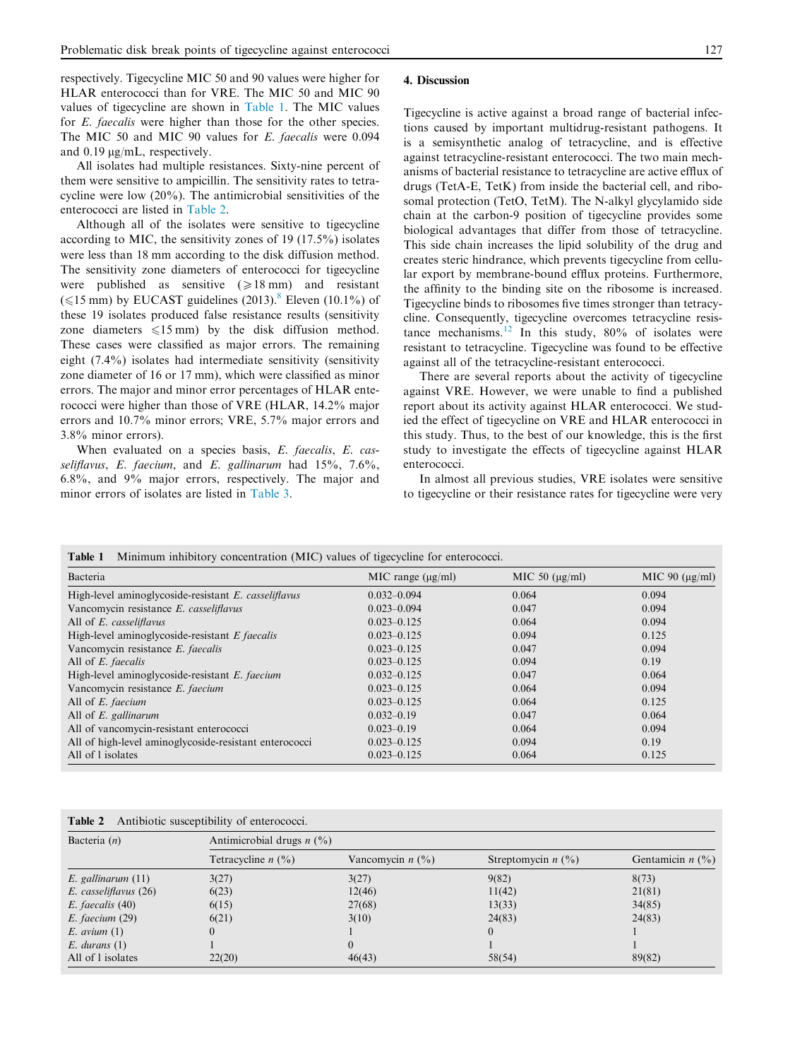respectively. Tigecycline MIC 50 and 90 values were higher for HLAR enterococci than for VRE. The MIC 50 and MIC 90 values of tigecycline are shown in Table 1. The MIC values for *E. faecalis* were higher than those for the other species. The MIC 50 and MIC 90 values for *E. faecalis* were 0.094 and 0.19 μg/mL, respectively.

All isolates had multiple resistances. Sixty-nine percent of them were sensitive to ampicillin. The sensitivity rates to tetracycline were low (20%). The antimicrobial sensitivities of the enterococci are listed in Table 2.

Although all of the isolates were sensitive to tigecycline according to MIC, the sensitivity zones of 19 (17.5%) isolates were less than 18 mm according to the disk diffusion method. The sensitivity zone diameters of enterococci for tigecycline were published as sensitive (⩾18 mm) and resistant (⩽15 mm) by EUCAST guidelines (2013).[8] Eleven (10.1%) of these 19 isolates produced false resistance results (sensitivity zone diameters ⩽15 mm) by the disk diffusion method. These cases were classified as major errors. The remaining eight (7.4%) isolates had intermediate sensitivity (sensitivity zone diameter of 16 or 17 mm), which were classified as minor errors. The major and minor error percentages of HLAR enterococci were higher than those of VRE (HLAR, 14.2% major errors and 10.7% minor errors; VRE, 5.7% major errors and 3.8% minor errors).

When evaluated on a species basis, *E. faecalis*, *E. casseliflavus*, *E. faecium*, and *E. gallinarum* had 15%, 7.6%, 6.8%, and 9% major errors, respectively. The major and minor errors of isolates are listed in Table 3.

## 4. Discussion

Tigecycline is active against a broad range of bacterial infections caused by important multidrug-resistant pathogens. It is a semisynthetic analog of tetracycline, and is effective against tetracycline-resistant enterococci. The two main mechanisms of bacterial resistance to tetracycline are active efflux of drugs (TetA-E, TetK) from inside the bacterial cell, and ribosomal protection (TetO, TetM). The N-alkyl glycylamido side chain at the carbon-9 position of tigecycline provides some biological advantages that differ from those of tetracycline. This side chain increases the lipid solubility of the drug and creates steric hindrance, which prevents tigecycline from cellular export by membrane-bound efflux proteins. Furthermore, the affinity to the binding site on the ribosome is increased. Tigecycline binds to ribosomes five times stronger than tetracycline. Consequently, tigecycline overcomes tetracycline resistance mechanisms.[12] In this study, 80% of isolates were resistant to tetracycline. Tigecycline was found to be effective against all of the tetracycline-resistant enterococci.

There are several reports about the activity of tigecycline against VRE. However, we were unable to find a published report about its activity against HLAR enterococci. We studied the effect of tigecycline on VRE and HLAR enterococci in this study. Thus, to the best of our knowledge, this is the first study to investigate the effects of tigecycline against HLAR enterococci.

In almost all previous studies, VRE isolates were sensitive to tigecycline or their resistance rates for tigecycline were very

**Table 1** Minimum inhibitory concentration (MIC) values of tigecycline for enterococci.

| Bacteria | MIC range (μg/ml) | MIC 50 (μg/ml) | MIC 90 (μg/ml) |
|---|---|---|---|
| High-level aminoglycoside-resistant *E. casseliflavus* | 0.032–0.094 | 0.064 | 0.094 |
| Vancomycin resistance *E. casseliflavus* | 0.023–0.094 | 0.047 | 0.094 |
| All of *E. casseliflavus* | 0.023–0.125 | 0.064 | 0.094 |
| High-level aminoglycoside-resistant *E faecalis* | 0.023–0.125 | 0.094 | 0.125 |
| Vancomycin resistance *E. faecalis* | 0.023–0.125 | 0.047 | 0.094 |
| All of *E. faecalis* | 0.023–0.125 | 0.094 | 0.19 |
| High-level aminoglycoside-resistant *E. faecium* | 0.032–0.125 | 0.047 | 0.064 |
| Vancomycin resistance *E. faecium* | 0.023–0.125 | 0.064 | 0.094 |
| All of *E. faecium* | 0.023–0.125 | 0.064 | 0.125 |
| All of *E. gallinarum* | 0.032–0.19 | 0.047 | 0.064 |
| All of vancomycin-resistant enterococci | 0.023–0.19 | 0.064 | 0.094 |
| All of high-level aminoglycoside-resistant enterococci | 0.023–0.125 | 0.094 | 0.19 |
| All of l isolates | 0.023–0.125 | 0.064 | 0.125 |

**Table 2** Antibiotic susceptibility of enterococci.

| Bacteria (*n*) | Antimicrobial drugs *n* (%) | | | |
|---|---|---|---|---|
| | Tetracycline *n* (%) | Vancomycin *n* (%) | Streptomycin *n* (%) | Gentamicin *n* (%) |
| *E. gallinarum* (11) | 3(27) | 3(27) | 9(82) | 8(73) |
| *E. casseliflavus* (26) | 6(23) | 12(46) | 11(42) | 21(81) |
| *E. faecalis* (40) | 6(15) | 27(68) | 13(33) | 34(85) |
| *E. faecium* (29) | 6(21) | 3(10) | 24(83) | 24(83) |
| *E. avium* (1) | 0 | 1 | 0 | 1 |
| *E. durans* (1) | 1 | 0 | 1 | 1 |
| All of l isolates | 22(20) | 46(43) | 58(54) | 89(82) |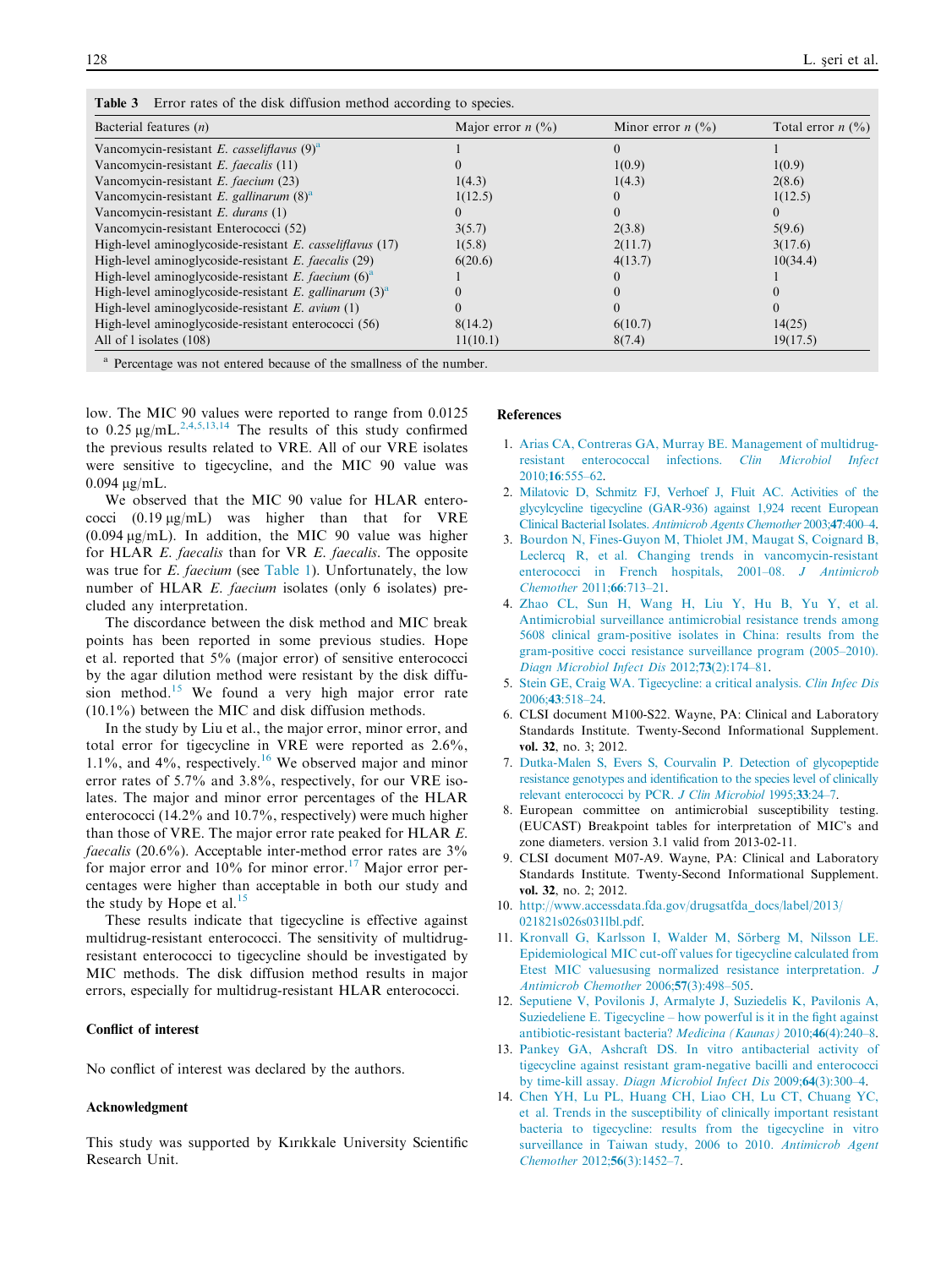**Table 3** Error rates of the disk diffusion method according to species.

| Bacterial features (n) | Major error n (%) | Minor error n (%) | Total error n (%) |
|---|---|---|---|
| Vancomycin-resistant *E. casseliflavus* (9)[a] | 1 | 0 | 1 |
| Vancomycin-resistant *E. faecalis* (11) | 0 | 1(0.9) | 1(0.9) |
| Vancomycin-resistant *E. faecium* (23) | 1(4.3) | 1(4.3) | 2(8.6) |
| Vancomycin-resistant *E. gallinarum* (8)[a] | 1(12.5) | 0 | 1(12.5) |
| Vancomycin-resistant *E. durans* (1) | 0 | 0 | 0 |
| Vancomycin-resistant Enterococci (52) | 3(5.7) | 2(3.8) | 5(9.6) |
| High-level aminoglycoside-resistant *E. casseliflavus* (17) | 1(5.8) | 2(11.7) | 3(17.6) |
| High-level aminoglycoside-resistant *E. faecalis* (29) | 6(20.6) | 4(13.7) | 10(34.4) |
| High-level aminoglycoside-resistant *E. faecium* (6)[a] | 1 | 0 | 1 |
| High-level aminoglycoside-resistant *E. gallinarum* (3)[a] | 0 | 0 | 0 |
| High-level aminoglycoside-resistant *E. avium* (1) | 0 | 0 | 0 |
| High-level aminoglycoside-resistant enterococci (56) | 8(14.2) | 6(10.7) | 14(25) |
| All of l isolates (108) | 11(10.1) | 8(7.4) | 19(17.5) |

[a] Percentage was not entered because of the smallness of the number.

low. The MIC 90 values were reported to range from 0.0125 to 0.25 μg/mL.[2,4,5,13,14] The results of this study confirmed the previous results related to VRE. All of our VRE isolates were sensitive to tigecycline, and the MIC 90 value was 0.094 μg/mL.

We observed that the MIC 90 value for HLAR enterococci (0.19 μg/mL) was higher than that for VRE (0.094 μg/mL). In addition, the MIC 90 value was higher for HLAR *E. faecalis* than for VR *E. faecalis*. The opposite was true for *E. faecium* (see Table 1). Unfortunately, the low number of HLAR *E. faecium* isolates (only 6 isolates) precluded any interpretation.

The discordance between the disk method and MIC break points has been reported in some previous studies. Hope et al. reported that 5% (major error) of sensitive enterococci by the agar dilution method were resistant by the disk diffusion method.[15] We found a very high major error rate (10.1%) between the MIC and disk diffusion methods.

In the study by Liu et al., the major error, minor error, and total error for tigecycline in VRE were reported as 2.6%, 1.1%, and 4%, respectively.[16] We observed major and minor error rates of 5.7% and 3.8%, respectively, for our VRE isolates. The major and minor error percentages of the HLAR enterococci (14.2% and 10.7%, respectively) were much higher than those of VRE. The major error rate peaked for HLAR *E. faecalis* (20.6%). Acceptable inter-method error rates are 3% for major error and 10% for minor error.[17] Major error percentages were higher than acceptable in both our study and the study by Hope et al.[15]

These results indicate that tigecycline is effective against multidrug-resistant enterococci. The sensitivity of multidrug-resistant enterococci to tigecycline should be investigated by MIC methods. The disk diffusion method results in major errors, especially for multidrug-resistant HLAR enterococci.

## Conflict of interest

No conflict of interest was declared by the authors.

## Acknowledgment

This study was supported by Kırıkkale University Scientific Research Unit.

## References

1. Arias CA, Contreras GA, Murray BE. Management of multidrug-resistant enterococcal infections. *Clin Microbiol Infect* 2010;**16**:555–62.
2. Milatovic D, Schmitz FJ, Verhoef J, Fluit AC. Activities of the glycylcycline tigecycline (GAR-936) against 1,924 recent European Clinical Bacterial Isolates. *Antimicrob Agents Chemother* 2003;**47**:400–4.
3. Bourdon N, Fines-Guyon M, Thiolet JM, Maugat S, Coignard B, Leclercq R, et al. Changing trends in vancomycin-resistant enterococci in French hospitals, 2001–08. *J Antimicrob Chemother* 2011;**66**:713–21.
4. Zhao CL, Sun H, Wang H, Liu Y, Hu B, Yu Y, et al. Antimicrobial surveillance antimicrobial resistance trends among 5608 clinical gram-positive isolates in China: results from the gram-positive cocci resistance surveillance program (2005–2010). *Diagn Microbiol Infect Dis* 2012;**73**(2):174–81.
5. Stein GE, Craig WA. Tigecycline: a critical analysis. *Clin Infec Dis* 2006;**43**:518–24.
6. CLSI document M100-S22. Wayne, PA: Clinical and Laboratory Standards Institute. Twenty-Second Informational Supplement. **vol. 32**, no. 3; 2012.
7. Dutka-Malen S, Evers S, Courvalin P. Detection of glycopeptide resistance genotypes and identification to the species level of clinically relevant enterococci by PCR. *J Clin Microbiol* 1995;**33**:24–7.
8. European committee on antimicrobial susceptibility testing. (EUCAST) Breakpoint tables for interpretation of MIC's and zone diameters. version 3.1 valid from 2013-02-11.
9. CLSI document M07-A9. Wayne, PA: Clinical and Laboratory Standards Institute. Twenty-Second Informational Supplement. **vol. 32**, no. 2; 2012.
10. http://www.accessdata.fda.gov/drugsatfda_docs/label/2013/021821s026s031lbl.pdf.
11. Kronvall G, Karlsson I, Walder M, Sörberg M, Nilsson LE. Epidemiological MIC cut-off values for tigecycline calculated from Etest MIC valuesusing normalized resistance interpretation. *J Antimicrob Chemother* 2006;**57**(3):498–505.
12. Seputiene V, Povilonis J, Armalyte J, Suziedelis K, Pavilonis A, Suziedeliene E. Tigecycline – how powerful is it in the fight against antibiotic-resistant bacteria? *Medicina (Kaunas)* 2010;**46**(4):240–8.
13. Pankey GA, Ashcraft DS. In vitro antibacterial activity of tigecycline against resistant gram-negative bacilli and enterococci by time-kill assay. *Diagn Microbiol Infect Dis* 2009;**64**(3):300–4.
14. Chen YH, Lu PL, Huang CH, Liao CH, Lu CT, Chuang YC, et al. Trends in the susceptibility of clinically important resistant bacteria to tigecycline: results from the tigecycline in vitro surveillance in Taiwan study, 2006 to 2010. *Antimicrob Agent Chemother* 2012;**56**(3):1452–7.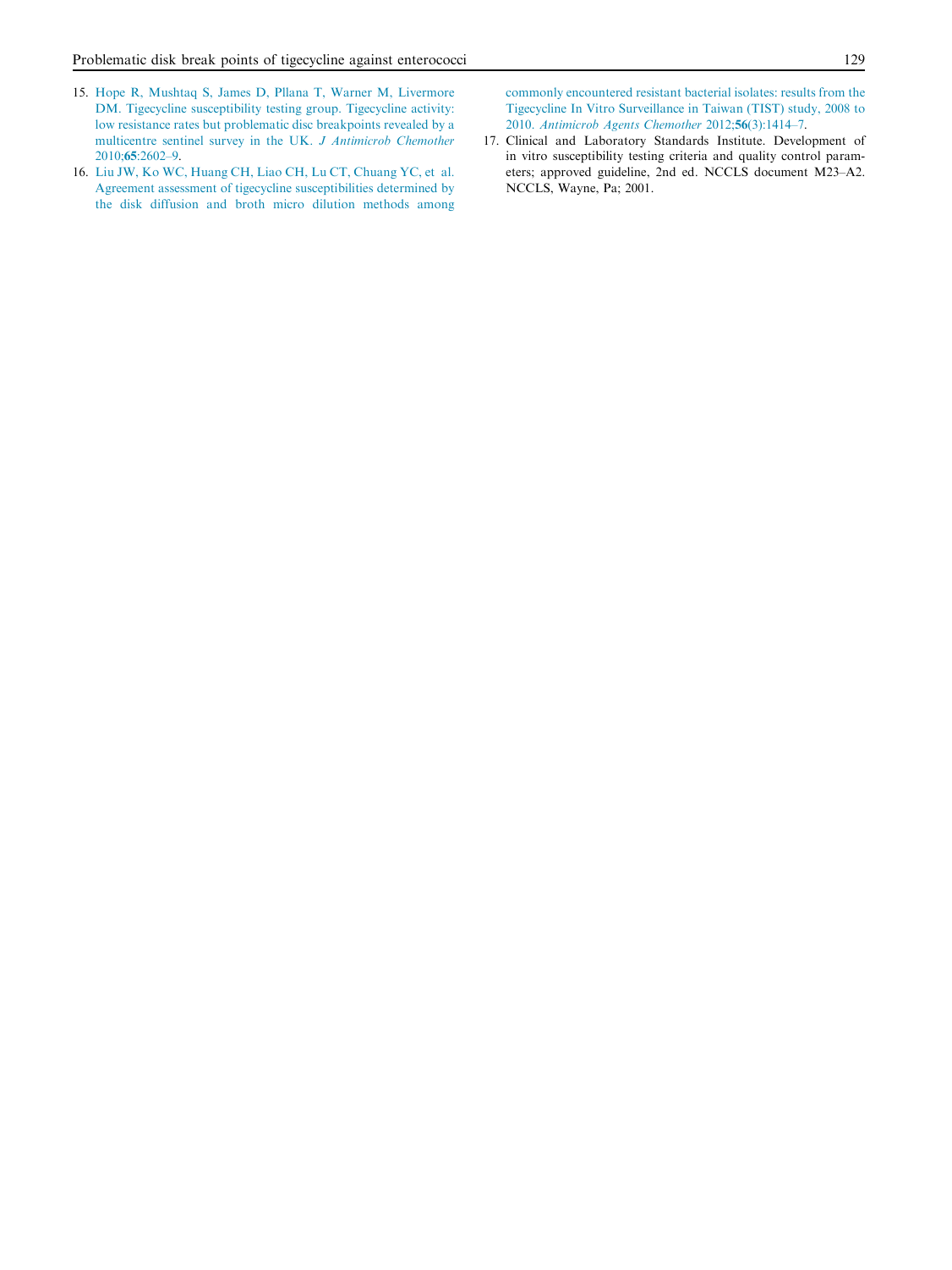15. Hope R, Mushtaq S, James D, Pllana T, Warner M, Livermore DM. Tigecycline susceptibility testing group. Tigecycline activity: low resistance rates but problematic disc breakpoints revealed by a multicentre sentinel survey in the UK. *J Antimicrob Chemother* 2010;**65**:2602–9.
16. Liu JW, Ko WC, Huang CH, Liao CH, Lu CT, Chuang YC, et al. Agreement assessment of tigecycline susceptibilities determined by the disk diffusion and broth micro dilution methods among commonly encountered resistant bacterial isolates: results from the Tigecycline In Vitro Surveillance in Taiwan (TIST) study, 2008 to 2010. *Antimicrob Agents Chemother* 2012;**56**(3):1414–7.
17. Clinical and Laboratory Standards Institute. Development of in vitro susceptibility testing criteria and quality control parameters; approved guideline, 2nd ed. NCCLS document M23–A2. NCCLS, Wayne, Pa; 2001.